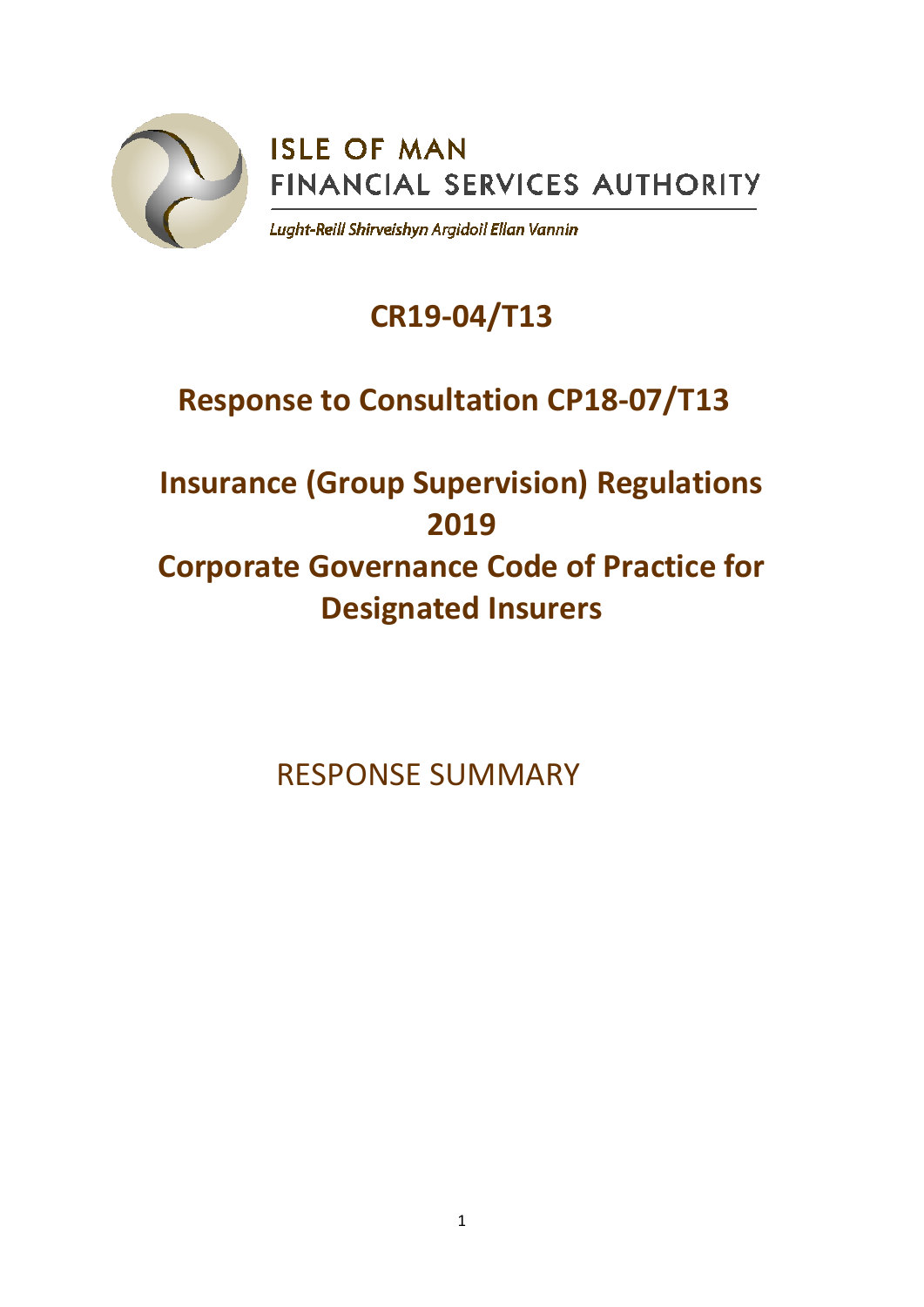ISLE OF MAN
FINANCIAL SERVICES AUTHORITY

*Lught-Reill Shirveishyn Argidoil Ellan Vannin*

# CR19-04/T13

# Response to Consultation CP18-07/T13

# Insurance (Group Supervision) Regulations 2019
# Corporate Governance Code of Practice for Designated Insurers

RESPONSE SUMMARY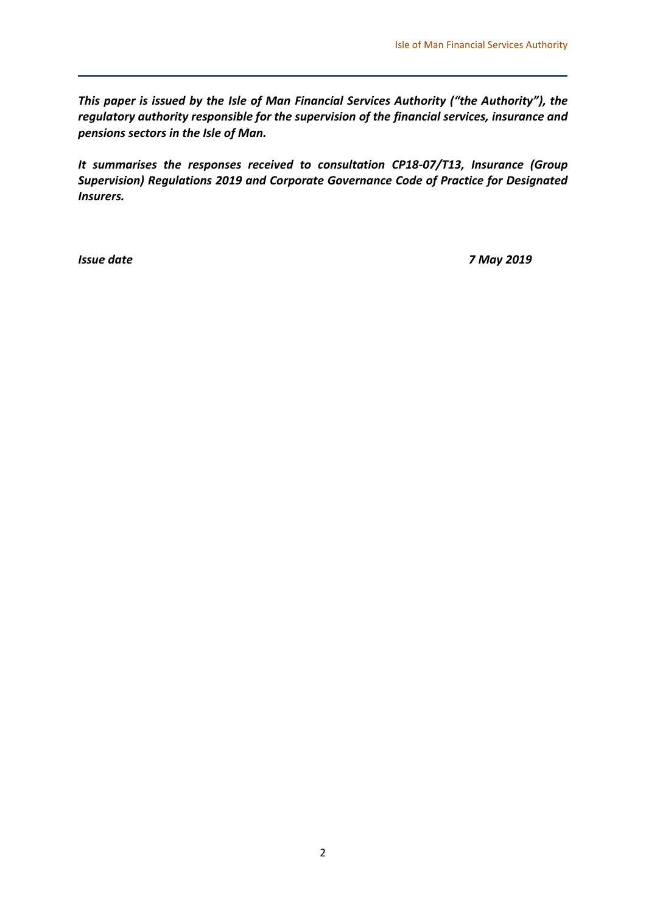***This paper is issued by the Isle of Man Financial Services Authority ("the Authority"), the regulatory authority responsible for the supervision of the financial services, insurance and pensions sectors in the Isle of Man.***

***It summarises the responses received to consultation CP18-07/T13, Insurance (Group Supervision) Regulations 2019 and Corporate Governance Code of Practice for Designated Insurers.***

***Issue date*** ***7 May 2019***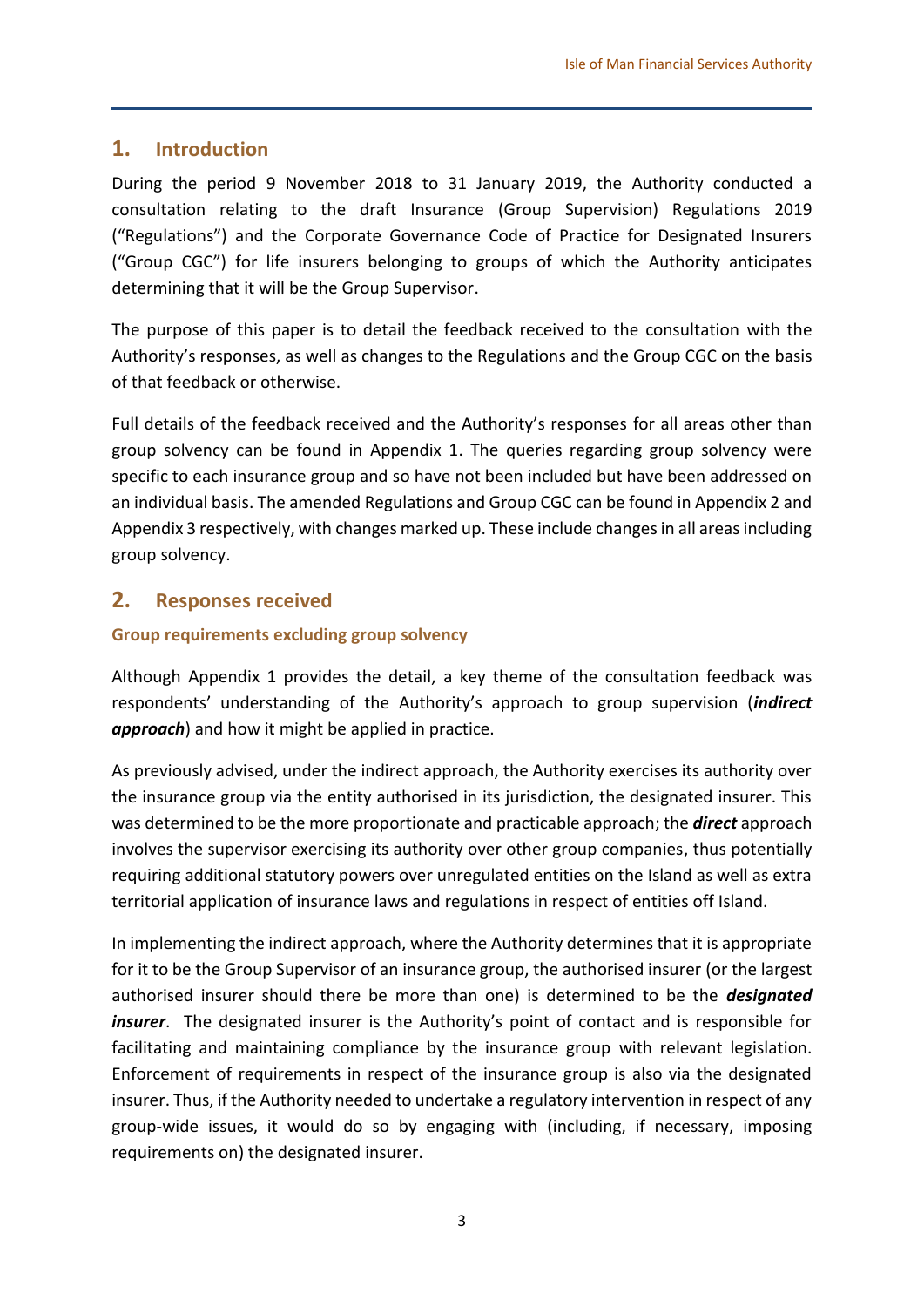## 1. Introduction

During the period 9 November 2018 to 31 January 2019, the Authority conducted a consultation relating to the draft Insurance (Group Supervision) Regulations 2019 ("Regulations") and the Corporate Governance Code of Practice for Designated Insurers ("Group CGC") for life insurers belonging to groups of which the Authority anticipates determining that it will be the Group Supervisor.

The purpose of this paper is to detail the feedback received to the consultation with the Authority's responses, as well as changes to the Regulations and the Group CGC on the basis of that feedback or otherwise.

Full details of the feedback received and the Authority's responses for all areas other than group solvency can be found in Appendix 1. The queries regarding group solvency were specific to each insurance group and so have not been included but have been addressed on an individual basis. The amended Regulations and Group CGC can be found in Appendix 2 and Appendix 3 respectively, with changes marked up. These include changes in all areas including group solvency.

## 2. Responses received

### Group requirements excluding group solvency

Although Appendix 1 provides the detail, a key theme of the consultation feedback was respondents' understanding of the Authority's approach to group supervision (***indirect approach***) and how it might be applied in practice.

As previously advised, under the indirect approach, the Authority exercises its authority over the insurance group via the entity authorised in its jurisdiction, the designated insurer. This was determined to be the more proportionate and practicable approach; the ***direct*** approach involves the supervisor exercising its authority over other group companies, thus potentially requiring additional statutory powers over unregulated entities on the Island as well as extra territorial application of insurance laws and regulations in respect of entities off Island.

In implementing the indirect approach, where the Authority determines that it is appropriate for it to be the Group Supervisor of an insurance group, the authorised insurer (or the largest authorised insurer should there be more than one) is determined to be the ***designated insurer***. The designated insurer is the Authority's point of contact and is responsible for facilitating and maintaining compliance by the insurance group with relevant legislation. Enforcement of requirements in respect of the insurance group is also via the designated insurer. Thus, if the Authority needed to undertake a regulatory intervention in respect of any group-wide issues, it would do so by engaging with (including, if necessary, imposing requirements on) the designated insurer.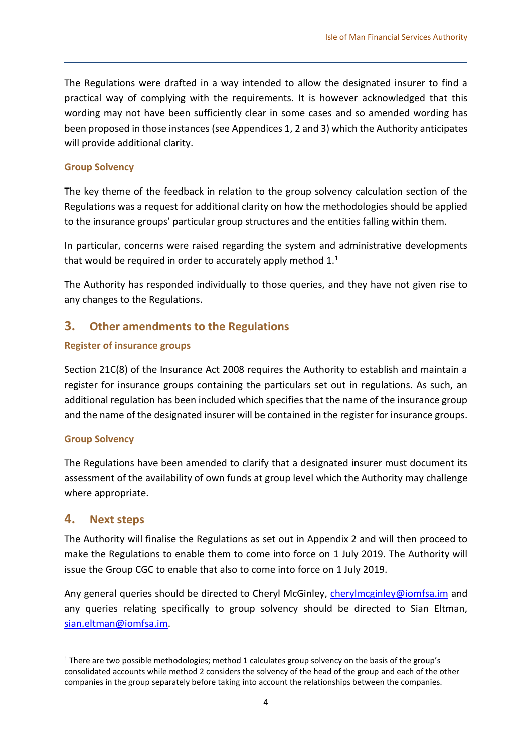The Regulations were drafted in a way intended to allow the designated insurer to find a practical way of complying with the requirements. It is however acknowledged that this wording may not have been sufficiently clear in some cases and so amended wording has been proposed in those instances (see Appendices 1, 2 and 3) which the Authority anticipates will provide additional clarity.

### Group Solvency

The key theme of the feedback in relation to the group solvency calculation section of the Regulations was a request for additional clarity on how the methodologies should be applied to the insurance groups' particular group structures and the entities falling within them.

In particular, concerns were raised regarding the system and administrative developments that would be required in order to accurately apply method 1.[1]

The Authority has responded individually to those queries, and they have not given rise to any changes to the Regulations.

## 3. Other amendments to the Regulations

### Register of insurance groups

Section 21C(8) of the Insurance Act 2008 requires the Authority to establish and maintain a register for insurance groups containing the particulars set out in regulations. As such, an additional regulation has been included which specifies that the name of the insurance group and the name of the designated insurer will be contained in the register for insurance groups.

### Group Solvency

The Regulations have been amended to clarify that a designated insurer must document its assessment of the availability of own funds at group level which the Authority may challenge where appropriate.

## 4. Next steps

The Authority will finalise the Regulations as set out in Appendix 2 and will then proceed to make the Regulations to enable them to come into force on 1 July 2019. The Authority will issue the Group CGC to enable that also to come into force on 1 July 2019.

Any general queries should be directed to Cheryl McGinley, cherylmcginley@iomfsa.im and any queries relating specifically to group solvency should be directed to Sian Eltman, sian.eltman@iomfsa.im.

---

[1] There are two possible methodologies; method 1 calculates group solvency on the basis of the group's consolidated accounts while method 2 considers the solvency of the head of the group and each of the other companies in the group separately before taking into account the relationships between the companies.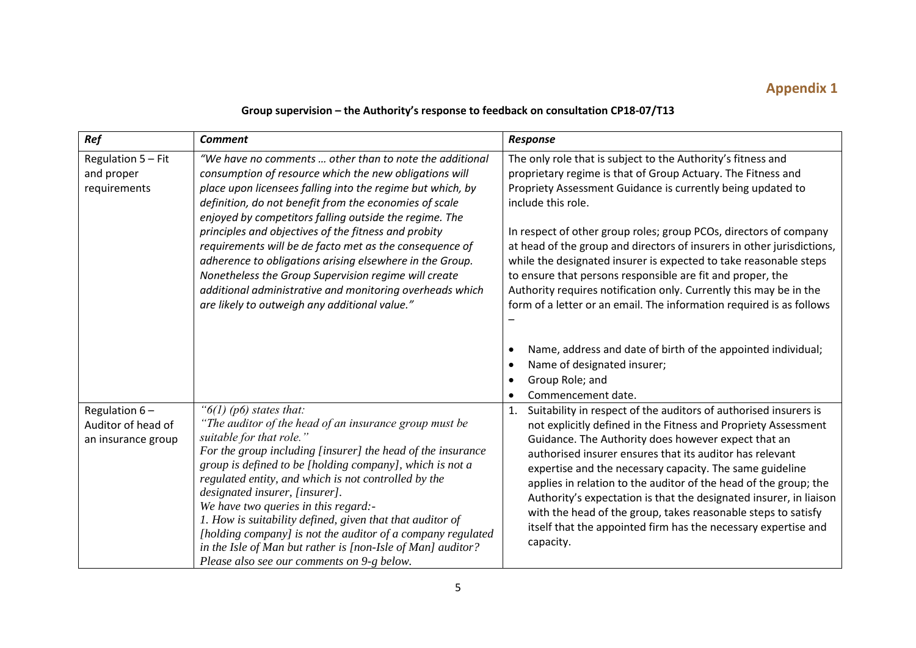## Appendix 1

**Group supervision – the Authority's response to feedback on consultation CP18-07/T13**

| *Ref* | *Comment* | *Response* |
|---|---|---|
| Regulation 5 – Fit and proper requirements | *"We have no comments … other than to note the additional consumption of resource which the new obligations will place upon licensees falling into the regime but which, by definition, do not benefit from the economies of scale enjoyed by competitors falling outside the regime. The principles and objectives of the fitness and probity requirements will be de facto met as the consequence of adherence to obligations arising elsewhere in the Group. Nonetheless the Group Supervision regime will create additional administrative and monitoring overheads which are likely to outweigh any additional value."* | The only role that is subject to the Authority's fitness and proprietary regime is that of Group Actuary. The Fitness and Propriety Assessment Guidance is currently being updated to include this role.<br><br>In respect of other group roles; group PCOs, directors of company at head of the group and directors of insurers in other jurisdictions, while the designated insurer is expected to take reasonable steps to ensure that persons responsible are fit and proper, the Authority requires notification only. Currently this may be in the form of a letter or an email. The information required is as follows –<br><br>• Name, address and date of birth of the appointed individual;<br>• Name of designated insurer;<br>• Group Role; and<br>• Commencement date. |
| Regulation 6 – Auditor of head of an insurance group | *"6(1) (p6) states that:<br>"The auditor of the head of an insurance group must be suitable for that role."<br>For the group including [insurer] the head of the insurance group is defined to be [holding company], which is not a regulated entity, and which is not controlled by the designated insurer, [insurer].<br>We have two queries in this regard:-<br>1. How is suitability defined, given that that auditor of [holding company] is not the auditor of a company regulated in the Isle of Man but rather is [non-Isle of Man] auditor? Please also see our comments on 9-g below.* | 1. Suitability in respect of the auditors of authorised insurers is not explicitly defined in the Fitness and Propriety Assessment Guidance. The Authority does however expect that an authorised insurer ensures that its auditor has relevant expertise and the necessary capacity. The same guideline applies in relation to the auditor of the head of the group; the Authority's expectation is that the designated insurer, in liaison with the head of the group, takes reasonable steps to satisfy itself that the appointed firm has the necessary expertise and capacity. |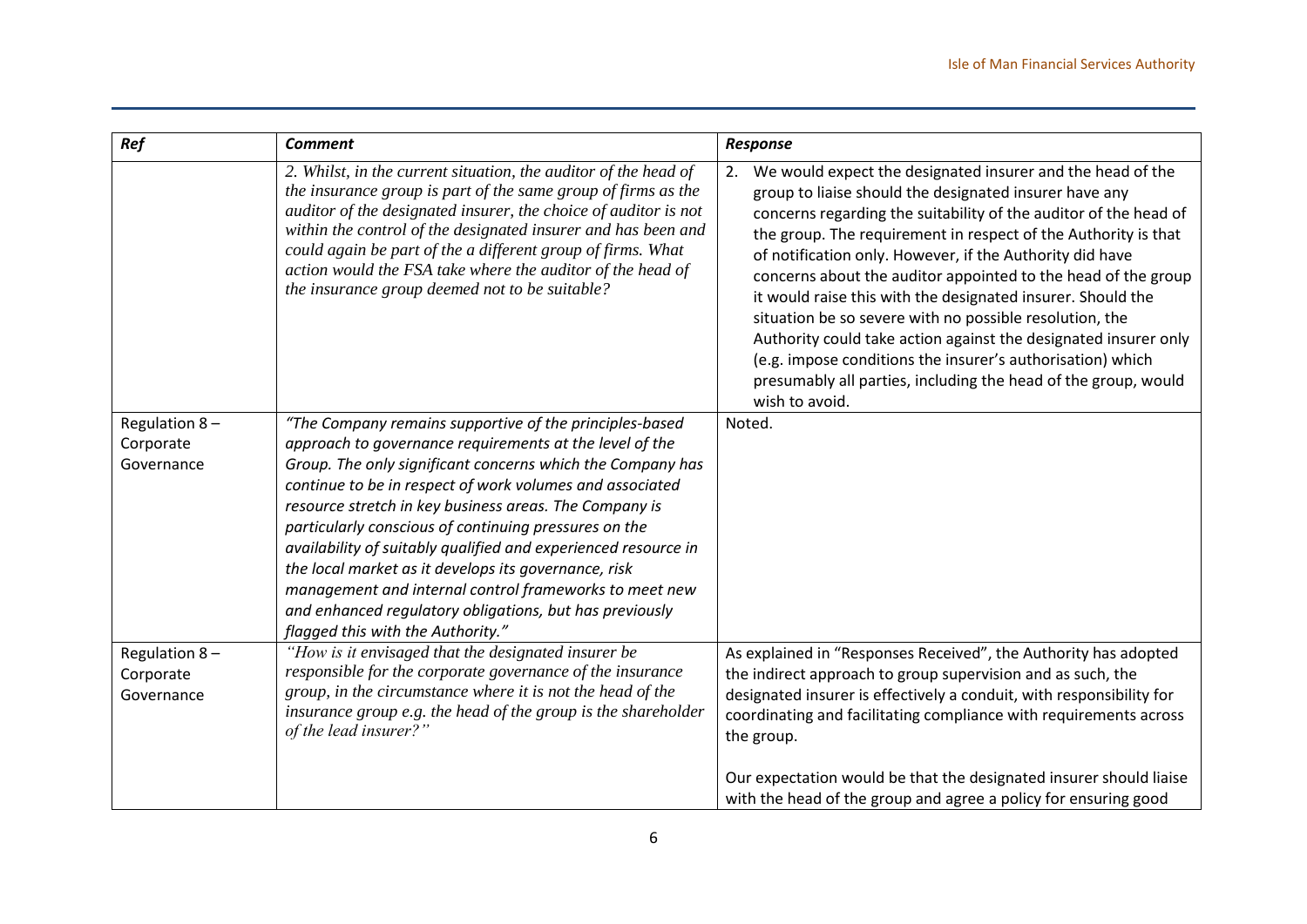| Ref | Comment | Response |
|---|---|---|
| | *2. Whilst, in the current situation, the auditor of the head of the insurance group is part of the same group of firms as the auditor of the designated insurer, the choice of auditor is not within the control of the designated insurer and has been and could again be part of the a different group of firms. What action would the FSA take where the auditor of the head of the insurance group deemed not to be suitable?* | 2. We would expect the designated insurer and the head of the group to liaise should the designated insurer have any concerns regarding the suitability of the auditor of the head of the group. The requirement in respect of the Authority is that of notification only. However, if the Authority did have concerns about the auditor appointed to the head of the group it would raise this with the designated insurer. Should the situation be so severe with no possible resolution, the Authority could take action against the designated insurer only (e.g. impose conditions the insurer's authorisation) which presumably all parties, including the head of the group, would wish to avoid. |
| Regulation 8 – Corporate Governance | *"The Company remains supportive of the principles-based approach to governance requirements at the level of the Group. The only significant concerns which the Company has continue to be in respect of work volumes and associated resource stretch in key business areas. The Company is particularly conscious of continuing pressures on the availability of suitably qualified and experienced resource in the local market as it develops its governance, risk management and internal control frameworks to meet new and enhanced regulatory obligations, but has previously flagged this with the Authority."* | Noted. |
| Regulation 8 – Corporate Governance | *"How is it envisaged that the designated insurer be responsible for the corporate governance of the insurance group, in the circumstance where it is not the head of the insurance group e.g. the head of the group is the shareholder of the lead insurer?"* | As explained in "Responses Received", the Authority has adopted the indirect approach to group supervision and as such, the designated insurer is effectively a conduit, with responsibility for coordinating and facilitating compliance with requirements across the group.<br><br>Our expectation would be that the designated insurer should liaise with the head of the group and agree a policy for ensuring good |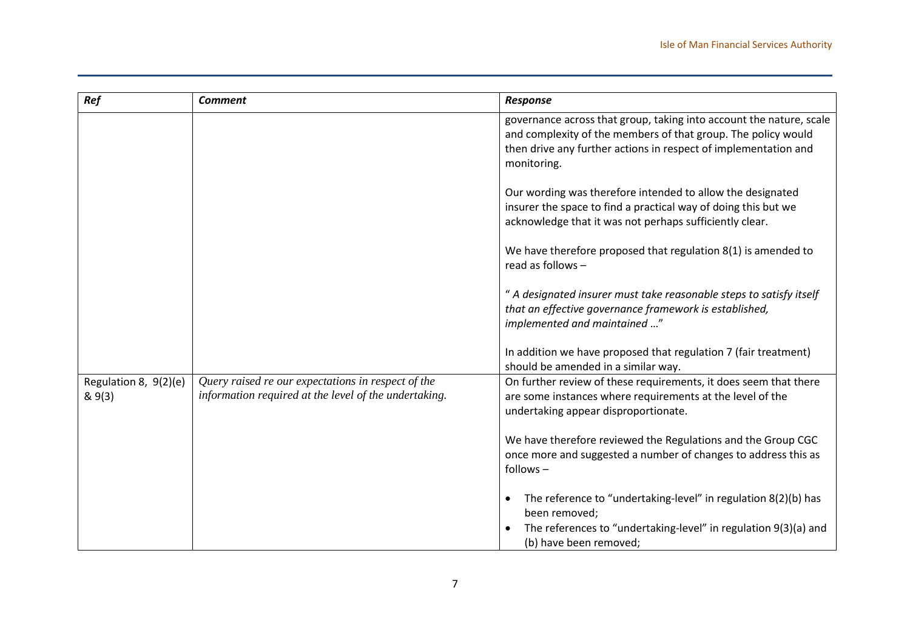| *Ref* | *Comment* | *Response* |
|---|---|---|
| | | governance across that group, taking into account the nature, scale and complexity of the members of that group. The policy would then drive any further actions in respect of implementation and monitoring.<br><br>Our wording was therefore intended to allow the designated insurer the space to find a practical way of doing this but we acknowledge that it was not perhaps sufficiently clear.<br><br>We have therefore proposed that regulation 8(1) is amended to read as follows –<br><br>" *A designated insurer must take reasonable steps to satisfy itself that an effective governance framework is established, implemented and maintained …*"<br><br>In addition we have proposed that regulation 7 (fair treatment) should be amended in a similar way. |
| Regulation 8, 9(2)(e) & 9(3) | *Query raised re our expectations in respect of the information required at the level of the undertaking.* | On further review of these requirements, it does seem that there are some instances where requirements at the level of the undertaking appear disproportionate.<br><br>We have therefore reviewed the Regulations and the Group CGC once more and suggested a number of changes to address this as follows –<br><br>• The reference to "undertaking-level" in regulation 8(2)(b) has been removed;<br>• The references to "undertaking-level" in regulation 9(3)(a) and (b) have been removed; |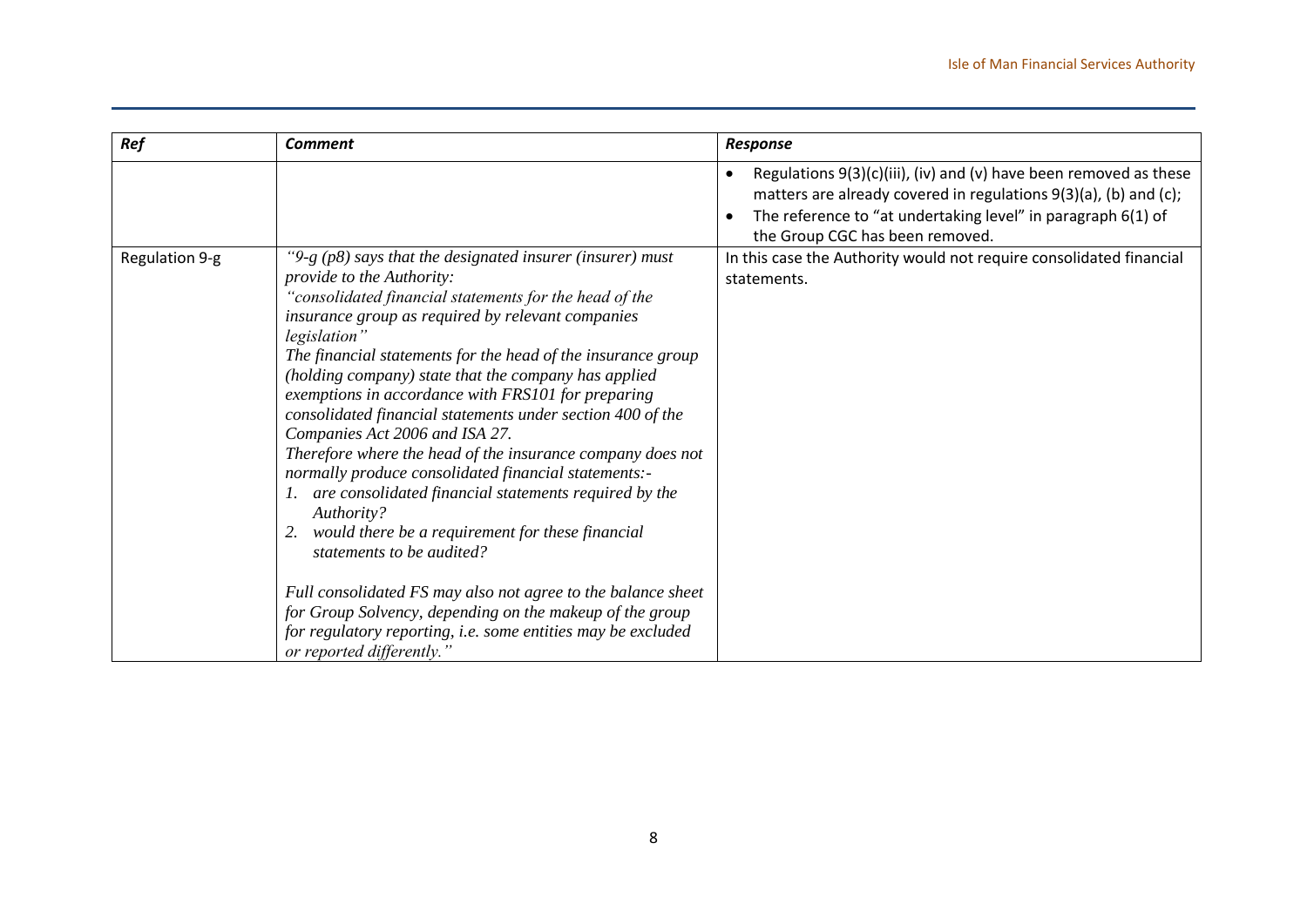| *Ref* | *Comment* | *Response* |
|---|---|---|
| | | • Regulations 9(3)(c)(iii), (iv) and (v) have been removed as these matters are already covered in regulations 9(3)(a), (b) and (c);<br>• The reference to "at undertaking level" in paragraph 6(1) of the Group CGC has been removed. |
| Regulation 9-g | *"9-g (p8) says that the designated insurer (insurer) must provide to the Authority:*<br>*"consolidated financial statements for the head of the insurance group as required by relevant companies legislation"*<br>*The financial statements for the head of the insurance group (holding company) state that the company has applied exemptions in accordance with FRS101 for preparing consolidated financial statements under section 400 of the Companies Act 2006 and ISA 27.*<br>*Therefore where the head of the insurance company does not normally produce consolidated financial statements:-*<br>*1. are consolidated financial statements required by the Authority?*<br>*2. would there be a requirement for these financial statements to be audited?*<br><br>*Full consolidated FS may also not agree to the balance sheet for Group Solvency, depending on the makeup of the group for regulatory reporting, i.e. some entities may be excluded or reported differently."* | In this case the Authority would not require consolidated financial statements. |